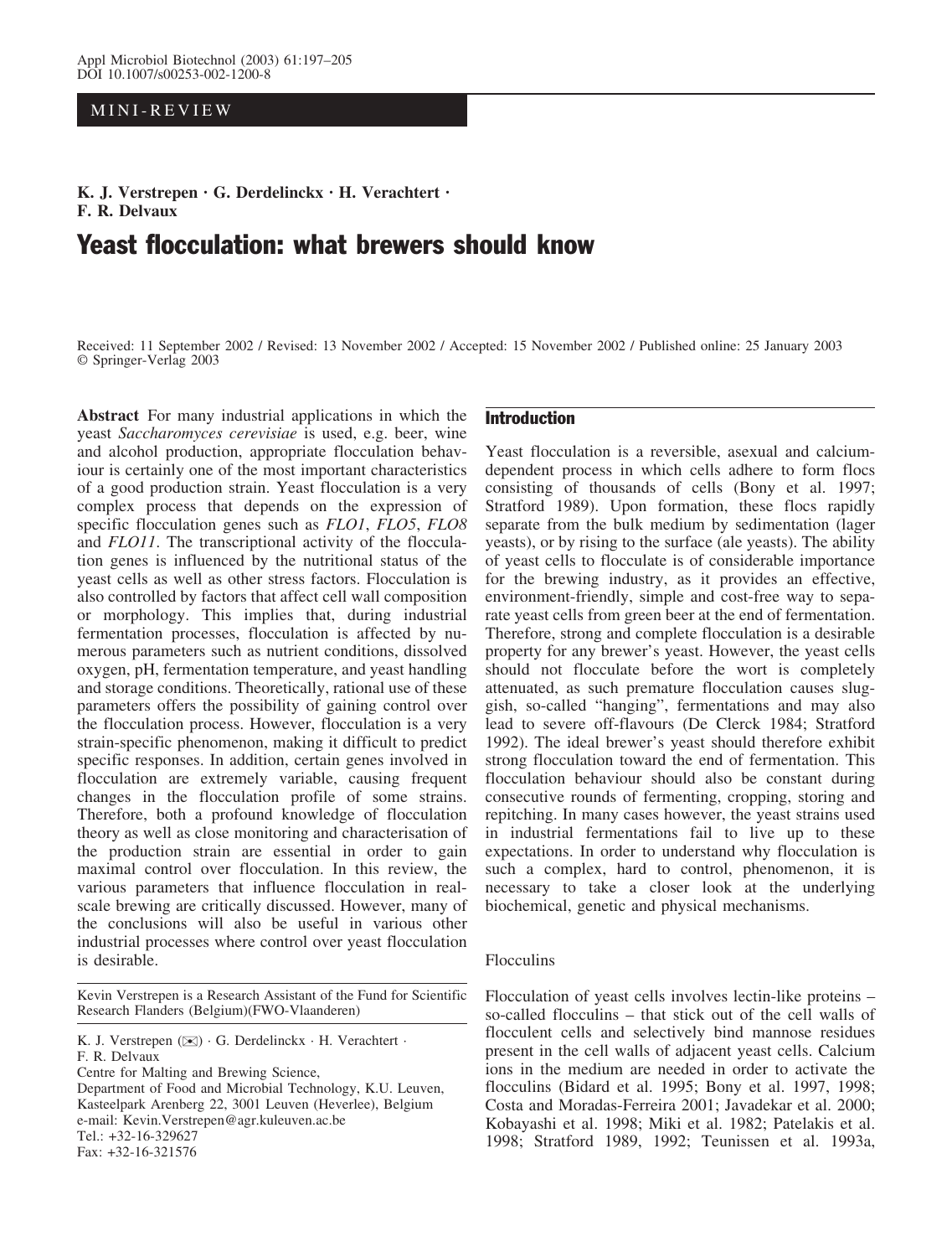MINI-REVIEW

**K. J. Verstrepen · G. Derdelinckx · H. Verachtert · F. R. Delvaux**

# Yeast flocculation: what brewers should know

Received: 11 September 2002 / Revised: 13 November 2002 / Accepted: 15 November 2002 / Published online: 25 January 2003
© Springer-Verlag 2003

**Abstract** For many industrial applications in which the yeast *Saccharomyces cerevisiae* is used, e.g. beer, wine and alcohol production, appropriate flocculation behaviour is certainly one of the most important characteristics of a good production strain. Yeast flocculation is a very complex process that depends on the expression of specific flocculation genes such as *FLO1*, *FLO5*, *FLO8* and *FLO11*. The transcriptional activity of the flocculation genes is influenced by the nutritional status of the yeast cells as well as other stress factors. Flocculation is also controlled by factors that affect cell wall composition or morphology. This implies that, during industrial fermentation processes, flocculation is affected by numerous parameters such as nutrient conditions, dissolved oxygen, pH, fermentation temperature, and yeast handling and storage conditions. Theoretically, rational use of these parameters offers the possibility of gaining control over the flocculation process. However, flocculation is a very strain-specific phenomenon, making it difficult to predict specific responses. In addition, certain genes involved in flocculation are extremely variable, causing frequent changes in the flocculation profile of some strains. Therefore, both a profound knowledge of flocculation theory as well as close monitoring and characterisation of the production strain are essential in order to gain maximal control over flocculation. In this review, the various parameters that influence flocculation in real-scale brewing are critically discussed. However, many of the conclusions will also be useful in various other industrial processes where control over yeast flocculation is desirable.

Kevin Verstrepen is a Research Assistant of the Fund for Scientific Research Flanders (Belgium)(FWO-Vlaanderen)

K. J. Verstrepen (✉) · G. Derdelinckx · H. Verachtert · F. R. Delvaux
Centre for Malting and Brewing Science,
Department of Food and Microbial Technology, K.U. Leuven,
Kasteelpark Arenberg 22, 3001 Leuven (Heverlee), Belgium
e-mail: Kevin.Verstrepen@agr.kuleuven.ac.be
Tel.: +32-16-329627
Fax: +32-16-321576

## Introduction

Yeast flocculation is a reversible, asexual and calcium-dependent process in which cells adhere to form flocs consisting of thousands of cells (Bony et al. 1997; Stratford 1989). Upon formation, these flocs rapidly separate from the bulk medium by sedimentation (lager yeasts), or by rising to the surface (ale yeasts). The ability of yeast cells to flocculate is of considerable importance for the brewing industry, as it provides an effective, environment-friendly, simple and cost-free way to separate yeast cells from green beer at the end of fermentation. Therefore, strong and complete flocculation is a desirable property for any brewer's yeast. However, the yeast cells should not flocculate before the wort is completely attenuated, as such premature flocculation causes sluggish, so-called "hanging", fermentations and may also lead to severe off-flavours (De Clerck 1984; Stratford 1992). The ideal brewer's yeast should therefore exhibit strong flocculation behaviour toward the end of fermentation. This flocculation behaviour should also be constant during consecutive rounds of fermenting, cropping, storing and repitching. In many cases however, the yeast strains used in industrial fermentations fail to live up to these expectations. In order to understand why flocculation is such a complex, hard to control, phenomenon, it is necessary to take a closer look at the underlying biochemical, genetic and physical mechanisms.

### Flocculins

Flocculation of yeast cells involves lectin-like proteins – so-called flocculins – that stick out of the cell walls of flocculent cells and selectively bind mannose residues present in the cell walls of adjacent yeast cells. Calcium ions in the medium are needed in order to activate the flocculins (Bidard et al. 1995; Bony et al. 1997, 1998; Costa and Moradas-Ferreira 2001; Javadekar et al. 2000; Kobayashi et al. 1998; Miki et al. 1982; Patelakis et al. 1998; Stratford 1989, 1992; Teunissen et al. 1993a,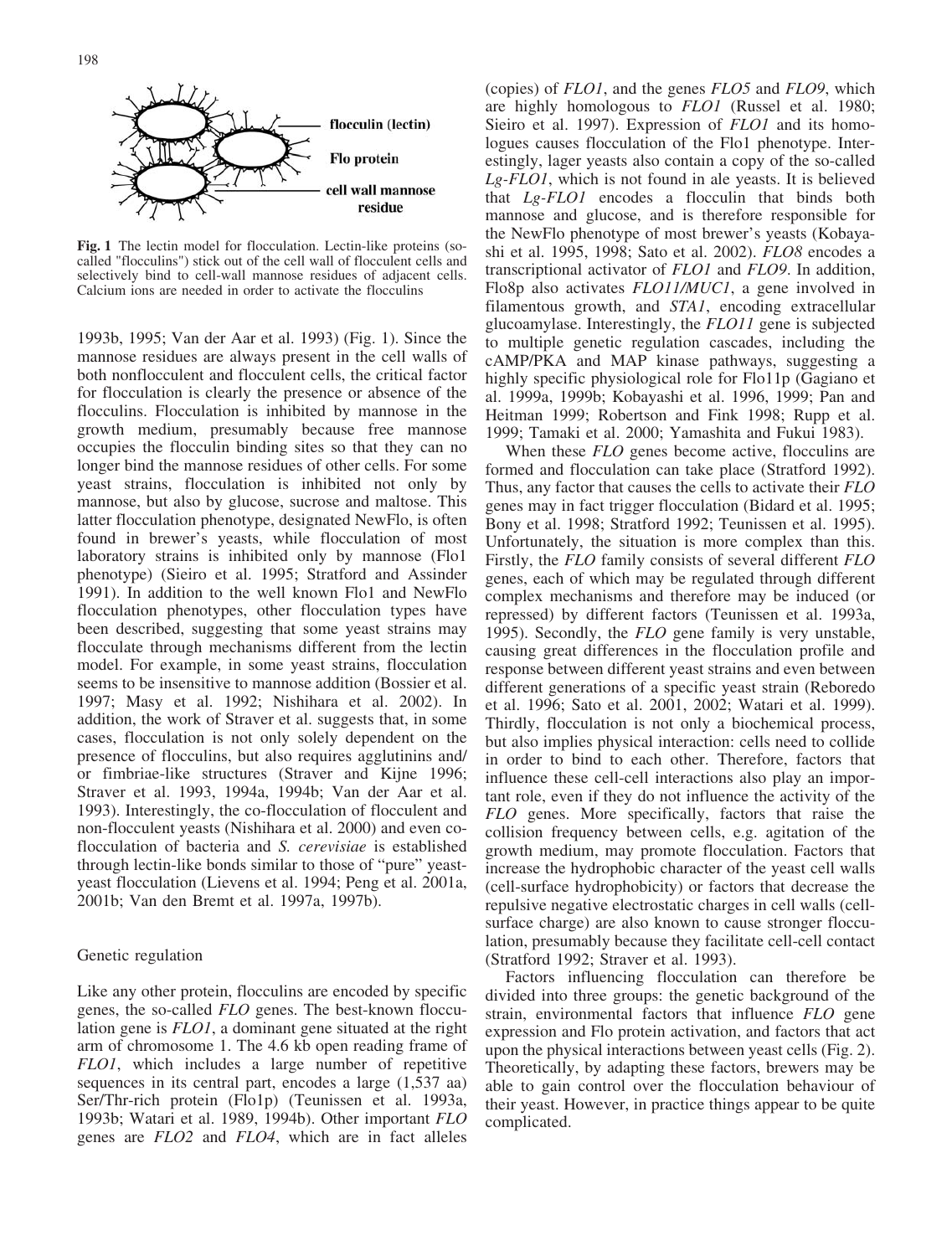**Fig. 1** The lectin model for flocculation. Lectin-like proteins (so-called "flocculins") stick out of the cell wall of flocculent cells and selectively bind to cell-wall mannose residues of adjacent cells. Calcium ions are needed in order to activate the flocculins

1993b, 1995; Van der Aar et al. 1993) (Fig. 1). Since the mannose residues are always present in the cell walls of both nonflocculent and flocculent cells, the critical factor for flocculation is clearly the presence or absence of the flocculins. Flocculation is inhibited by mannose in the growth medium, presumably because free mannose occupies the flocculin binding sites so that they can no longer bind the mannose residues of other cells. For some yeast strains, flocculation is inhibited not only by mannose, but also by glucose, sucrose and maltose. This latter flocculation phenotype, designated NewFlo, is often found in brewer's yeasts, while flocculation of most laboratory strains is inhibited only by mannose (Flo1 phenotype) (Sieiro et al. 1995; Stratford and Assinder 1991). In addition to the well known Flo1 and NewFlo flocculation phenotypes, other flocculation types have been described, suggesting that some yeast strains may flocculate through mechanisms different from the lectin model. For example, in some yeast strains, flocculation seems to be insensitive to mannose addition (Bossier et al. 1997; Masy et al. 1992; Nishihara et al. 2002). In addition, the work of Straver et al. suggests that, in some cases, flocculation is not only solely dependent on the presence of flocculins, but also requires agglutinins and/or fimbriae-like structures (Straver and Kijne 1996; Straver et al. 1993, 1994a, 1994b; Van der Aar et al. 1993). Interestingly, the co-flocculation of flocculent and non-flocculent yeasts (Nishihara et al. 2000) and even co-flocculation of bacteria and *S. cerevisiae* is established through lectin-like bonds similar to those of "pure" yeast-yeast flocculation (Lievens et al. 1994; Peng et al. 2001a, 2001b; Van den Bremt et al. 1997a, 1997b).

## Genetic regulation

Like any other protein, flocculins are encoded by specific genes, the so-called *FLO* genes. The best-known flocculation gene is *FLO1*, a dominant gene situated at the right arm of chromosome 1. The 4.6 kb open reading frame of *FLO1*, which includes a large number of repetitive sequences in its central part, encodes a large (1,537 aa) Ser/Thr-rich protein (Flo1p) (Teunissen et al. 1993a, 1993b; Watari et al. 1989, 1994b). Other important *FLO* genes are *FLO2* and *FLO4*, which are in fact alleles (copies) of *FLO1*, and the genes *FLO5* and *FLO9*, which are highly homologous to *FLO1* (Russel et al. 1980; Sieiro et al. 1997). Expression of *FLO1* and its homologues causes flocculation of the Flo1 phenotype. Interestingly, lager yeasts also contain a copy of the so-called *Lg-FLO1*, which is not found in ale yeasts. It is believed that *Lg-FLO1* encodes a flocculin that binds both mannose and glucose, and is therefore responsible for the NewFlo phenotype of most brewer's yeasts (Kobayashi et al. 1995, 1998; Sato et al. 2002). *FLO8* encodes a transcriptional activator of *FLO1* and *FLO9*. In addition, Flo8p also activates *FLO11/MUC1*, a gene involved in filamentous growth, and *STA1*, encoding extracellular glucoamylase. Interestingly, the *FLO11* gene is subjected to multiple genetic regulation cascades, including the cAMP/PKA and MAP kinase pathways, suggesting a highly specific physiological role for Flo11p (Gagiano et al. 1999a, 1999b; Kobayashi et al. 1996, 1999; Pan and Heitman 1999; Robertson and Fink 1998; Rupp et al. 1999; Tamaki et al. 2000; Yamashita and Fukui 1983).

When these *FLO* genes become active, flocculins are formed and flocculation can take place (Stratford 1992). Thus, any factor that causes the cells to activate their *FLO* genes may in fact trigger flocculation (Bidard et al. 1995; Bony et al. 1998; Stratford 1992; Teunissen et al. 1995). Unfortunately, the situation is more complex than this. Firstly, the *FLO* family consists of several different *FLO* genes, each of which may be regulated through different complex mechanisms and therefore may be induced (or repressed) by different factors (Teunissen et al. 1993a, 1995). Secondly, the *FLO* gene family is very unstable, causing great differences in the flocculation profile and response between different yeast strains and even between different generations of a specific yeast strain (Reboredo et al. 1996; Sato et al. 2001, 2002; Watari et al. 1999). Thirdly, flocculation is not only a biochemical process, but also implies physical interaction: cells need to collide in order to bind to each other. Therefore, factors that influence these cell-cell interactions also play an important role, even if they do not influence the activity of the *FLO* genes. More specifically, factors that raise the collision frequency between cells, e.g. agitation of the growth medium, may promote flocculation. Factors that increase the hydrophobic character of the yeast cell walls (cell-surface hydrophobicity) or factors that decrease the repulsive negative electrostatic charges in cell walls (cell-surface charge) are also known to cause stronger flocculation, presumably because they facilitate cell-cell contact (Stratford 1992; Straver et al. 1993).

Factors influencing flocculation can therefore be divided into three groups: the genetic background of the strain, environmental factors that influence *FLO* gene expression and Flo protein activation, and factors that act upon the physical interactions between yeast cells (Fig. 2). Theoretically, by adapting these factors, brewers may be able to gain control over the flocculation behaviour of their yeast. However, in practice things appear to be quite complicated.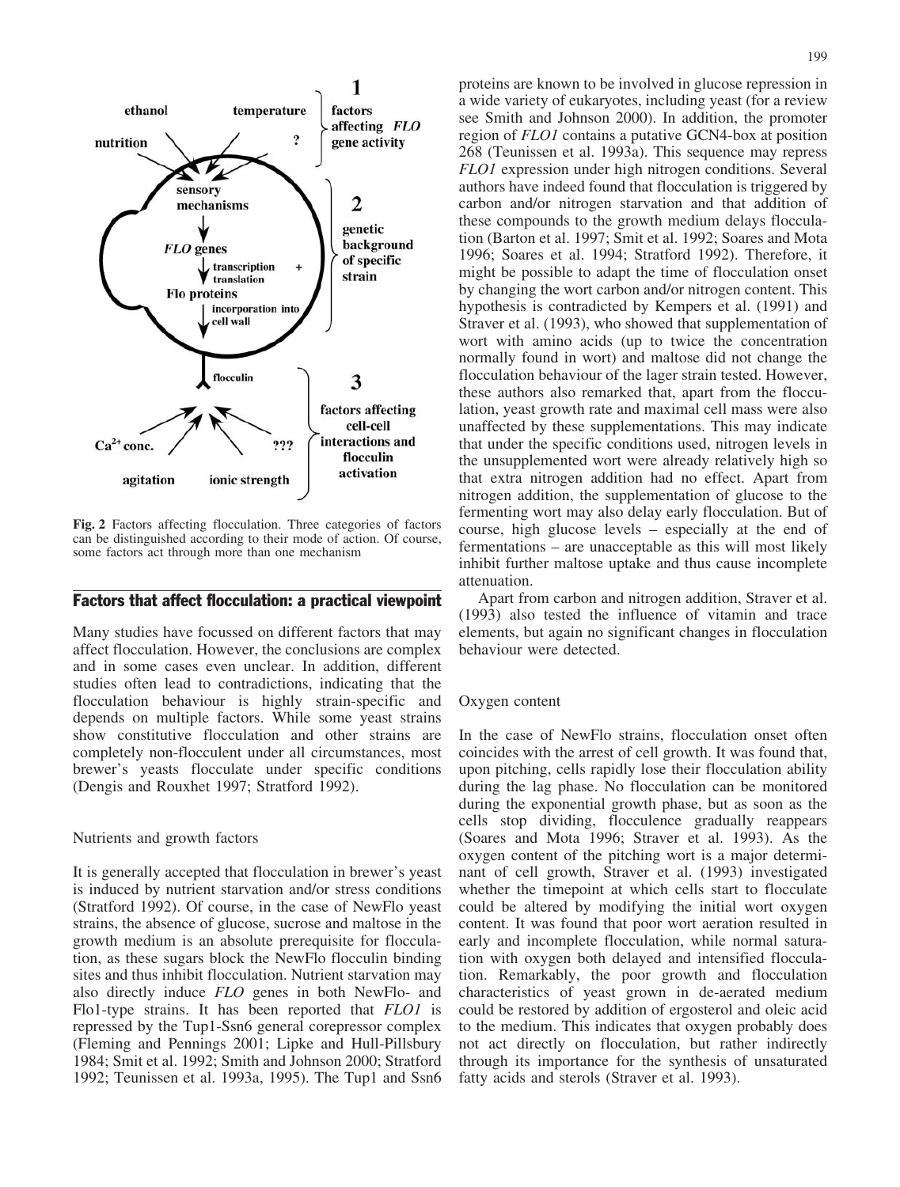1

ethanol

temperature

factors affecting *FLO* gene activity

nutrition

?

sensory mechanisms

2

*FLO* genes

genetic background of specific strain

transcription

+

translation

Flo proteins

incorporation into cell wall

flocculin

3

factors affecting cell-cell interactions and flocculin activation

$Ca^{2+}$ conc.

???

agitation

ionic strength

**Fig. 2** Factors affecting flocculation. Three categories of factors can be distinguished according to their mode of action. Of course, some factors act through more than one mechanism

## Factors that affect flocculation: a practical viewpoint

Many studies have focussed on different factors that may affect flocculation. However, the conclusions are complex and in some cases even unclear. In addition, different studies often lead to contradictions, indicating that the flocculation behaviour is highly strain-specific and depends on multiple factors. While some yeast strains show constitutive flocculation and other strains are completely non-flocculent under all circumstances, most brewer's yeasts flocculate under specific conditions (Dengis and Rouxhet 1997; Stratford 1992).

### Nutrients and growth factors

It is generally accepted that flocculation in brewer's yeast is induced by nutrient starvation and/or stress conditions (Stratford 1992). Of course, in the case of NewFlo yeast strains, the absence of glucose, sucrose and maltose in the growth medium is an absolute prerequisite for flocculation, as these sugars block the NewFlo flocculin binding sites and thus inhibit flocculation. Nutrient starvation may also directly induce *FLO* genes in both NewFlo- and Flo1-type strains. It has been reported that *FLO1* is repressed by the Tup1-Ssn6 general corepressor complex (Fleming and Pennings 2001; Lipke and Hull-Pillsbury 1984; Smit et al. 1992; Smith and Johnson 2000; Stratford 1992; Teunissen et al. 1993a, 1995). The Tup1 and Ssn6 proteins are known to be involved in glucose repression in a wide variety of eukaryotes, including yeast (for a review see Smith and Johnson 2000). In addition, the promoter region of *FLO1* contains a putative GCN4-box at position 268 (Teunissen et al. 1993a). This sequence may repress *FLO1* expression under high nitrogen conditions. Several authors have indeed found that flocculation is triggered by carbon and/or nitrogen starvation and that addition of these compounds to the growth medium delays flocculation (Barton et al. 1997; Smit et al. 1992; Soares and Mota 1996; Soares et al. 1994; Stratford 1992). Therefore, it might be possible to adapt the time of flocculation onset by changing the wort carbon and/or nitrogen content. This hypothesis is contradicted by Kempers et al. (1991) and Straver et al. (1993), who showed that supplementation of wort with amino acids (up to twice the concentration normally found in wort) and maltose did not change the flocculation behaviour of the lager strain tested. However, these authors also remarked that, apart from the flocculation, yeast growth rate and maximal cell mass were also unaffected by these supplementations. This may indicate that under the specific conditions used, nitrogen levels in the unsupplemented wort were already relatively high so that extra nitrogen addition had no effect. Apart from nitrogen addition, the supplementation of glucose to the fermenting wort may also delay early flocculation. But of course, high glucose levels – especially at the end of fermentations – are unacceptable as this will most likely inhibit further maltose uptake and thus cause incomplete attenuation.

Apart from carbon and nitrogen addition, Straver et al. (1993) also tested the influence of vitamin and trace elements, but again no significant changes in flocculation behaviour were detected.

### Oxygen content

In the case of NewFlo strains, flocculation onset often coincides with the arrest of cell growth. It was found that, upon pitching, cells rapidly lose their flocculation ability during the lag phase. No flocculation can be monitored during the exponential growth phase, but as soon as the cells stop dividing, flocculence gradually reappears (Soares and Mota 1996; Straver et al. 1993). As the oxygen content of the pitching wort is a major determinant of cell growth, Straver et al. (1993) investigated whether the timepoint at which cells start to flocculate could be altered by modifying the initial wort oxygen content. It was found that poor wort aeration resulted in early and incomplete flocculation, while normal saturation with oxygen both delayed and intensified flocculation. Remarkably, the poor growth and flocculation characteristics of yeast grown in de-aerated medium could be restored by addition of ergosterol and oleic acid to the medium. This indicates that oxygen probably does not act directly on flocculation, but rather indirectly through its importance for the synthesis of unsaturated fatty acids and sterols (Straver et al. 1993).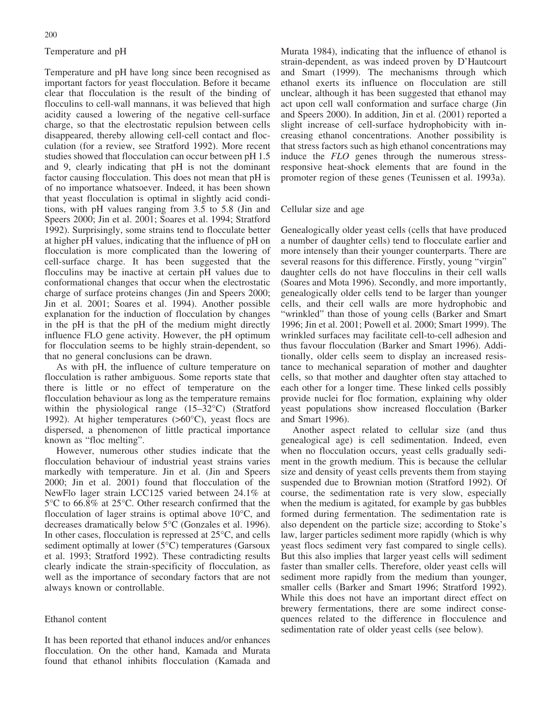## Temperature and pH

Temperature and pH have long since been recognised as important factors for yeast flocculation. Before it became clear that flocculation is the result of the binding of flocculins to cell-wall mannans, it was believed that high acidity caused a lowering of the negative cell-surface charge, so that the electrostatic repulsion between cells disappeared, thereby allowing cell-cell contact and flocculation (for a review, see Stratford 1992). More recent studies showed that flocculation can occur between pH 1.5 and 9, clearly indicating that pH is not the dominant factor causing flocculation. This does not mean that pH is of no importance whatsoever. Indeed, it has been shown that yeast flocculation is optimal in slightly acid conditions, with pH values ranging from 3.5 to 5.8 (Jin and Speers 2000; Jin et al. 2001; Soares et al. 1994; Stratford 1992). Surprisingly, some strains tend to flocculate better at higher pH values, indicating that the influence of pH on flocculation is more complicated than the lowering of cell-surface charge. It has been suggested that the flocculins may be inactive at certain pH values due to conformational changes that occur when the electrostatic charge of surface proteins changes (Jin and Speers 2000; Jin et al. 2001; Soares et al. 1994). Another possible explanation for the induction of flocculation by changes in the pH is that the pH of the medium might directly influence FLO gene activity. However, the pH optimum for flocculation seems to be highly strain-dependent, so that no general conclusions can be drawn.

As with pH, the influence of culture temperature on flocculation is rather ambiguous. Some reports state that there is little or no effect of temperature on the flocculation behaviour as long as the temperature remains within the physiological range (15–32°C) (Stratford 1992). At higher temperatures (>60°C), yeast flocs are dispersed, a phenomenon of little practical importance known as "floc melting".

However, numerous other studies indicate that the flocculation behaviour of industrial yeast strains varies markedly with temperature. Jin et al. (Jin and Speers 2000; Jin et al. 2001) found that flocculation of the NewFlo lager strain LCC125 varied between 24.1% at 5°C to 66.8% at 25°C. Other research confirmed that the flocculation of lager strains is optimal above 10°C, and decreases dramatically below 5°C (Gonzales et al. 1996). In other cases, flocculation is repressed at 25°C, and cells sediment optimally at lower (5°C) temperatures (Garsoux et al. 1993; Stratford 1992). These contradicting results clearly indicate the strain-specificity of flocculation, as well as the importance of secondary factors that are not always known or controllable.

## Ethanol content

It has been reported that ethanol induces and/or enhances flocculation. On the other hand, Kamada and Murata found that ethanol inhibits flocculation (Kamada and Murata 1984), indicating that the influence of ethanol is strain-dependent, as was indeed proven by D'Hautcourt and Smart (1999). The mechanisms through which ethanol exerts its influence on flocculation are still unclear, although it has been suggested that ethanol may act upon cell wall conformation and surface charge (Jin and Speers 2000). In addition, Jin et al. (2001) reported a slight increase of cell-surface hydrophobicity with increasing ethanol concentrations. Another possibility is that stress factors such as high ethanol concentrations may induce the *FLO* genes through the numerous stress-responsive heat-shock elements that are found in the promoter region of these genes (Teunissen et al. 1993a).

## Cellular size and age

Genealogically older yeast cells (cells that have produced a number of daughter cells) tend to flocculate earlier and more intensely than their younger counterparts. There are several reasons for this difference. Firstly, young "virgin" daughter cells do not have flocculins in their cell walls (Soares and Mota 1996). Secondly, and more importantly, genealogically older cells tend to be larger than younger cells, and their cell walls are more hydrophobic and "wrinkled" than those of young cells (Barker and Smart 1996; Jin et al. 2001; Powell et al. 2000; Smart 1999). The wrinkled surfaces may facilitate cell-to-cell adhesion and thus favour flocculation (Barker and Smart 1996). Additionally, older cells seem to display an increased resistance to mechanical separation of mother and daughter cells, so that mother and daughter often stay attached to each other for a longer time. These linked cells possibly provide nuclei for floc formation, explaining why older yeast populations show increased flocculation (Barker and Smart 1996).

Another aspect related to cellular size (and thus genealogical age) is cell sedimentation. Indeed, even when no flocculation occurs, yeast cells gradually sediment in the growth medium. This is because the cellular size and density of yeast cells prevents them from staying suspended due to Brownian motion (Stratford 1992). Of course, the sedimentation rate is very slow, especially when the medium is agitated, for example by gas bubbles formed during fermentation. The sedimentation rate is also dependent on the particle size; according to Stoke's law, larger particles sediment more rapidly (which is why yeast flocs sediment very fast compared to single cells). But this also implies that larger yeast cells will sediment faster than smaller cells. Therefore, older yeast cells will sediment more rapidly from the medium than younger, smaller cells (Barker and Smart 1996; Stratford 1992). While this does not have an important direct effect on brewery fermentations, there are some indirect consequences related to the difference in flocculence and sedimentation rate of older yeast cells (see below).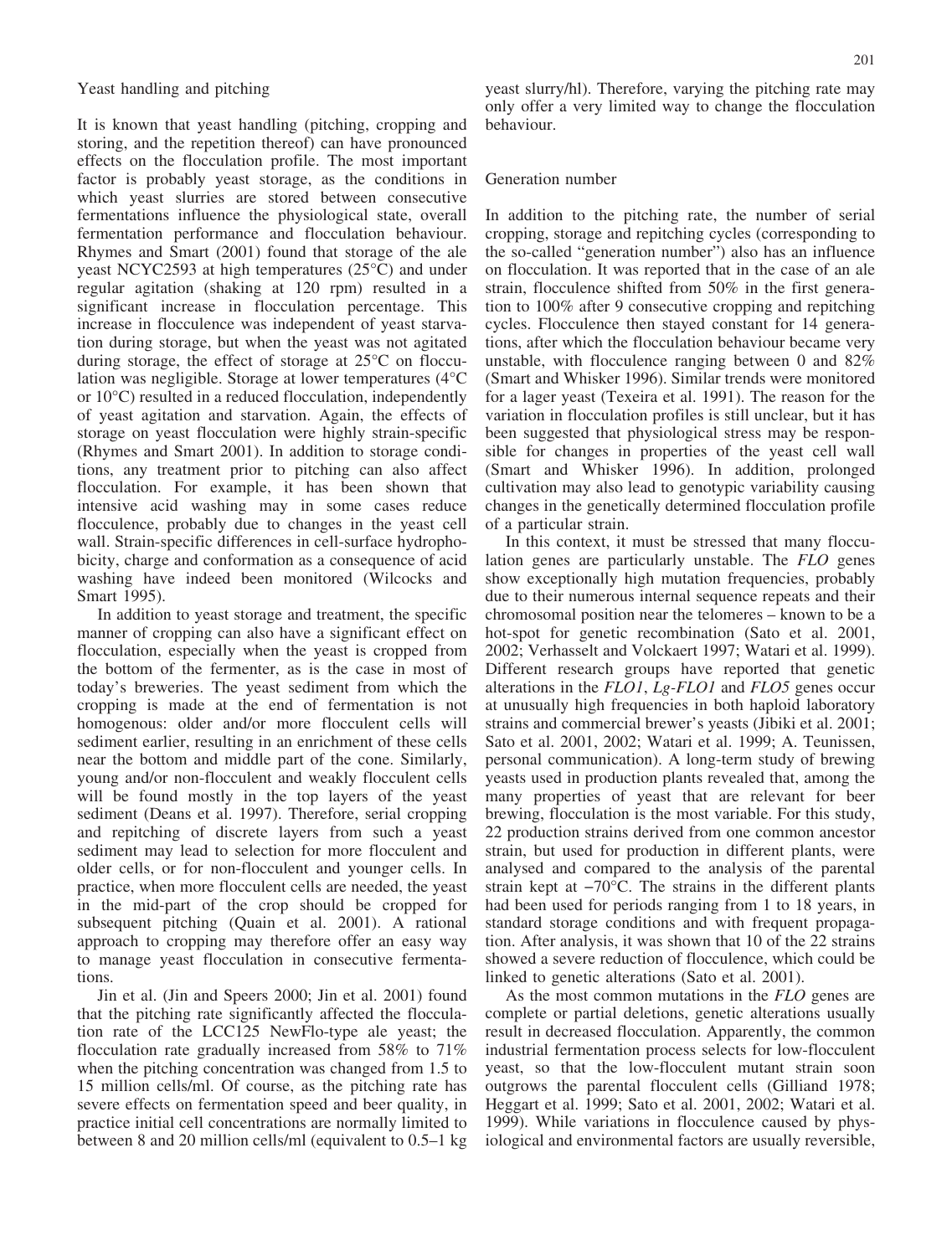## Yeast handling and pitching

It is known that yeast handling (pitching, cropping and storing, and the repetition thereof) can have pronounced effects on the flocculation profile. The most important factor is probably yeast storage, as the conditions in which yeast slurries are stored between consecutive fermentations influence the physiological state, overall fermentation performance and flocculation behaviour. Rhymes and Smart (2001) found that storage of the ale yeast NCYC2593 at high temperatures (25°C) and under regular agitation (shaking at 120 rpm) resulted in a significant increase in flocculation percentage. This increase in flocculence was independent of yeast starvation during storage, but when the yeast was not agitated during storage, the effect of storage at 25°C on flocculation was negligible. Storage at lower temperatures (4°C or 10°C) resulted in a reduced flocculation, independently of yeast agitation and starvation. Again, the effects of storage on yeast flocculation were highly strain-specific (Rhymes and Smart 2001). In addition to storage conditions, any treatment prior to pitching can also affect flocculation. For example, it has been shown that intensive acid washing may in some cases reduce flocculence, probably due to changes in the yeast cell wall. Strain-specific differences in cell-surface hydrophobicity, charge and conformation as a consequence of acid washing have indeed been monitored (Wilcocks and Smart 1995).

In addition to yeast storage and treatment, the specific manner of cropping can also have a significant effect on flocculation, especially when the yeast is cropped from the bottom of the fermenter, as is the case in most of today's breweries. The yeast sediment from which the cropping is made at the end of fermentation is not homogenous: older and/or more flocculent cells will sediment earlier, resulting in an enrichment of these cells near the bottom and middle part of the cone. Similarly, young and/or non-flocculent and weakly flocculent cells will be found mostly in the top layers of the yeast sediment (Deans et al. 1997). Therefore, serial cropping and repitching of discrete layers from such a yeast sediment may lead to selection for more flocculent and older cells, or for non-flocculent and younger cells. In practice, when more flocculent cells are needed, the yeast in the mid-part of the crop should be cropped for subsequent pitching (Quain et al. 2001). A rational approach to cropping may therefore offer an easy way to manage yeast flocculation in consecutive fermentations.

Jin et al. (Jin and Speers 2000; Jin et al. 2001) found that the pitching rate significantly affected the flocculation rate of the LCC125 NewFlo-type ale yeast; the flocculation rate gradually increased from 58% to 71% when the pitching concentration was changed from 1.5 to 15 million cells/ml. Of course, as the pitching rate has severe effects on fermentation speed and beer quality, in practice initial cell concentrations are normally limited to between 8 and 20 million cells/ml (equivalent to 0.5–1 kg yeast slurry/hl). Therefore, varying the pitching rate may only offer a very limited way to change the flocculation behaviour.

## Generation number

In addition to the pitching rate, the number of serial cropping, storage and repitching cycles (corresponding to the so-called "generation number") also has an influence on flocculation. It was reported that in the case of an ale strain, flocculence shifted from 50% in the first generation to 100% after 9 consecutive cropping and repitching cycles. Flocculence then stayed constant for 14 generations, after which the flocculation behaviour became very unstable, with flocculence ranging between 0 and 82% (Smart and Whisker 1996). Similar trends were monitored for a lager yeast (Texeira et al. 1991). The reason for the variation in flocculation profiles is still unclear, but it has been suggested that physiological stress may be responsible for changes in properties of the yeast cell wall (Smart and Whisker 1996). In addition, prolonged cultivation may also lead to genotypic variability causing changes in the genetically determined flocculation profile of a particular strain.

In this context, it must be stressed that many flocculation genes are particularly unstable. The *FLO* genes show exceptionally high mutation frequencies, probably due to their numerous internal sequence repeats and their chromosomal position near the telomeres – known to be a hot-spot for genetic recombination (Sato et al. 2001, 2002; Verhasselt and Volckaert 1997; Watari et al. 1999). Different research groups have reported that genetic alterations in the *FLO1*, *Lg-FLO1* and *FLO5* genes occur at unusually high frequencies in both haploid laboratory strains and commercial brewer's yeasts (Jibiki et al. 2001; Sato et al. 2001, 2002; Watari et al. 1999; A. Teunissen, personal communication). A long-term study of brewing yeasts used in production plants revealed that, among the many properties of yeast that are relevant for beer brewing, flocculation is the most variable. For this study, 22 production strains derived from one common ancestor strain, but used for production in different plants, were analysed and compared to the analysis of the parental strain kept at −70°C. The strains in the different plants had been used for periods ranging from 1 to 18 years, in standard storage conditions and with frequent propagation. After analysis, it was shown that 10 of the 22 strains showed a severe reduction of flocculence, which could be linked to genetic alterations (Sato et al. 2001).

As the most common mutations in the *FLO* genes are complete or partial deletions, genetic alterations usually result in decreased flocculation. Apparently, the common industrial fermentation process selects for low-flocculent yeast, so that the low-flocculent mutant strain soon outgrows the parental flocculent cells (Gilliand 1978; Heggart et al. 1999; Sato et al. 2001, 2002; Watari et al. 1999). While variations in flocculence caused by physiological and environmental factors are usually reversible,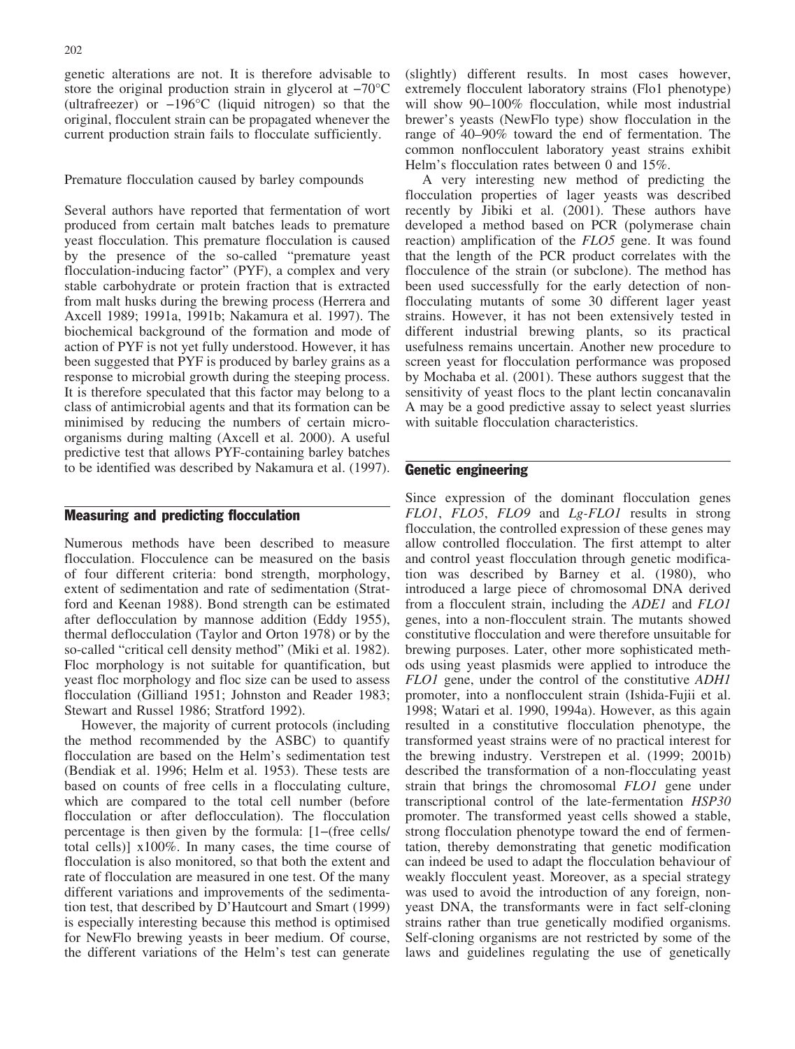genetic alterations are not. It is therefore advisable to store the original production strain in glycerol at −70°C (ultrafreezer) or −196°C (liquid nitrogen) so that the original, flocculent strain can be propagated whenever the current production strain fails to flocculate sufficiently.

Premature flocculation caused by barley compounds

Several authors have reported that fermentation of wort produced from certain malt batches leads to premature yeast flocculation. This premature flocculation is caused by the presence of the so-called "premature yeast flocculation-inducing factor" (PYF), a complex and very stable carbohydrate or protein fraction that is extracted from malt husks during the brewing process (Herrera and Axcell 1989; 1991a, 1991b; Nakamura et al. 1997). The biochemical background of the formation and mode of action of PYF is not yet fully understood. However, it has been suggested that PYF is produced by barley grains as a response to microbial growth during the steeping process. It is therefore speculated that this factor may belong to a class of antimicrobial agents and that its formation can be minimised by reducing the numbers of certain microorganisms during malting (Axcell et al. 2000). A useful predictive test that allows PYF-containing barley batches to be identified was described by Nakamura et al. (1997).

## Measuring and predicting flocculation

Numerous methods have been described to measure flocculation. Flocculence can be measured on the basis of four different criteria: bond strength, morphology, extent of sedimentation and rate of sedimentation (Stratford and Keenan 1988). Bond strength can be estimated after deflocculation by mannose addition (Eddy 1955), thermal deflocculation (Taylor and Orton 1978) or by the so-called "critical cell density method" (Miki et al. 1982). Floc morphology is not suitable for quantification, but yeast floc morphology and floc size can be used to assess flocculation (Gilliand 1951; Johnston and Reader 1983; Stewart and Russel 1986; Stratford 1992).

However, the majority of current protocols (including the method recommended by the ASBC) to quantify flocculation are based on the Helm's sedimentation test (Bendiak et al. 1996; Helm et al. 1953). These tests are based on counts of free cells in a flocculating culture, which are compared to the total cell number (before flocculation or after deflocculation). The flocculation percentage is then given by the formula: [1−(free cells/total cells)] x100%. In many cases, the time course of flocculation is also monitored, so that both the extent and rate of flocculation are measured in one test. Of the many different variations and improvements of the sedimentation test, that described by D'Hautcourt and Smart (1999) is especially interesting because this method is optimised for NewFlo brewing yeasts in beer medium. Of course, the different variations of the Helm's test can generate (slightly) different results. In most cases however, extremely flocculent laboratory strains (Flo1 phenotype) will show 90–100% flocculation, while most industrial brewer's yeasts (NewFlo type) show flocculation in the range of 40–90% toward the end of fermentation. The common nonflocculent laboratory yeast strains exhibit Helm's flocculation rates between 0 and 15%.

A very interesting new method of predicting the flocculation properties of lager yeasts was described recently by Jibiki et al. (2001). These authors have developed a method based on PCR (polymerase chain reaction) amplification of the *FLO5* gene. It was found that the length of the PCR product correlates with the flocculence of the strain (or subclone). The method has been used successfully for the early detection of non-flocculating mutants of some 30 different lager yeast strains. However, it has not been extensively tested in different industrial brewing plants, so its practical usefulness remains uncertain. Another new procedure to screen yeast for flocculation performance was proposed by Mochaba et al. (2001). These authors suggest that the sensitivity of yeast flocs to the plant lectin concanavalin A may be a good predictive assay to select yeast slurries with suitable flocculation characteristics.

## Genetic engineering

Since expression of the dominant flocculation genes *FLO1*, *FLO5*, *FLO9* and *Lg-FLO1* results in strong flocculation, the controlled expression of these genes may allow controlled flocculation. The first attempt to alter and control yeast flocculation through genetic modification was described by Barney et al. (1980), who introduced a large piece of chromosomal DNA derived from a flocculent strain, including the *ADE1* and *FLO1* genes, into a non-flocculent strain. The mutants showed constitutive flocculation and were therefore unsuitable for brewing purposes. Later, other more sophisticated methods using yeast plasmids were applied to introduce the *FLO1* gene, under the control of the constitutive *ADH1* promoter, into a nonflocculent strain (Ishida-Fujii et al. 1998; Watari et al. 1990, 1994a). However, as this again resulted in a constitutive flocculation phenotype, the transformed yeast strains were of no practical interest for the brewing industry. Verstrepen et al. (1999; 2001b) described the transformation of a non-flocculating yeast strain that brings the chromosomal *FLO1* gene under transcriptional control of the late-fermentation *HSP30* promoter. The transformed yeast cells showed a stable, strong flocculation phenotype toward the end of fermentation, thereby demonstrating that genetic modification can indeed be used to adapt the flocculation behaviour of weakly flocculent yeast. Moreover, as a special strategy was used to avoid the introduction of any foreign, non-yeast DNA, the transformants were in fact self-cloning strains rather than true genetically modified organisms. Self-cloning organisms are not restricted by some of the laws and guidelines regulating the use of genetically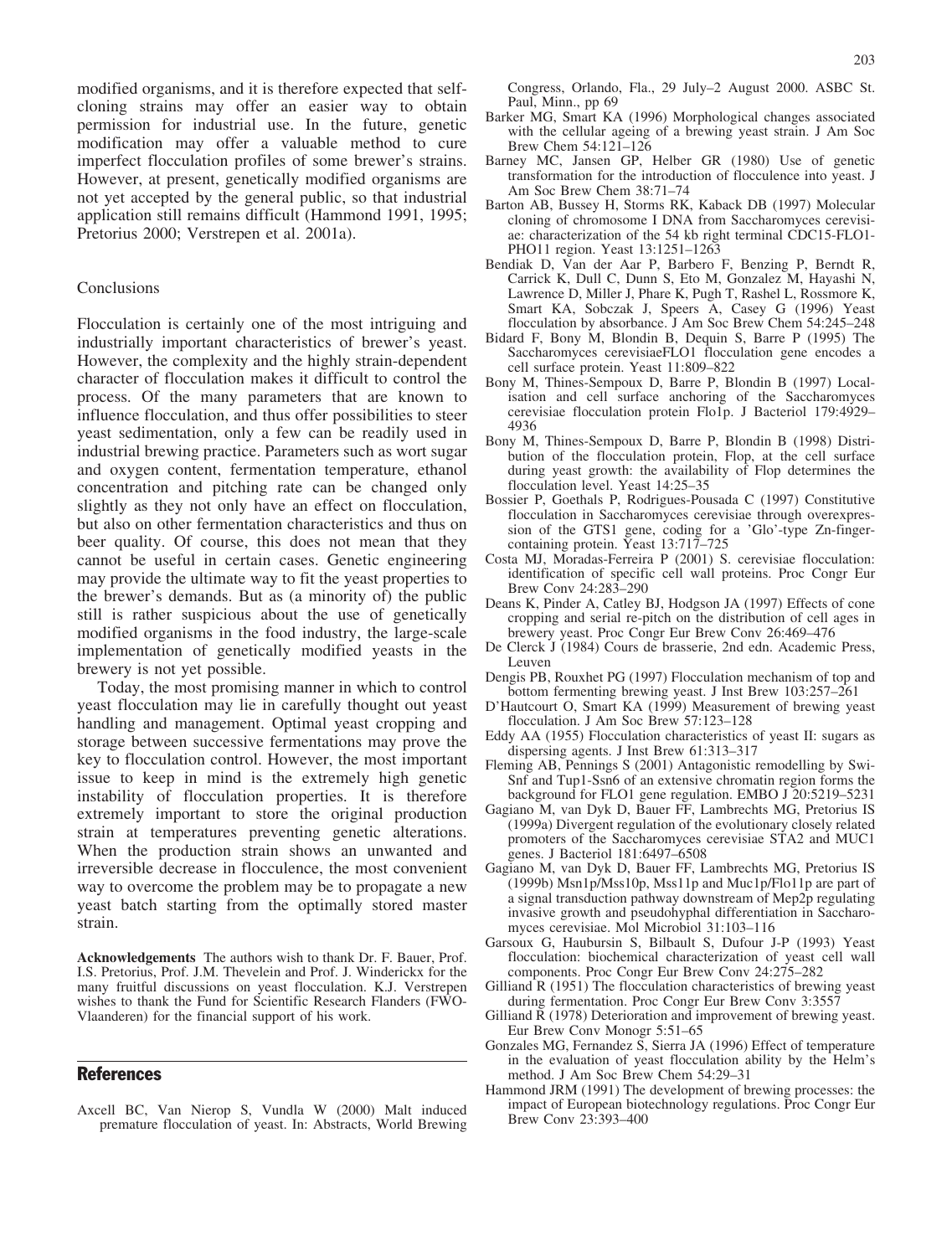modified organisms, and it is therefore expected that self-cloning strains may offer an easier way to obtain permission for industrial use. In the future, genetic modification may offer a valuable method to cure imperfect flocculation profiles of some brewer's strains. However, at present, genetically modified organisms are not yet accepted by the general public, so that industrial application still remains difficult (Hammond 1991, 1995; Pretorius 2000; Verstrepen et al. 2001a).

## Conclusions

Flocculation is certainly one of the most intriguing and industrially important characteristics of brewer's yeast. However, the complexity and the highly strain-dependent character of flocculation makes it difficult to control the process. Of the many parameters that are known to influence flocculation, and thus offer possibilities to steer yeast sedimentation, only a few can be readily used in industrial brewing practice. Parameters such as wort sugar and oxygen content, fermentation temperature, ethanol concentration and pitching rate can be changed only slightly as they not only have an effect on flocculation, but also on other fermentation characteristics and thus on beer quality. Of course, this does not mean that they cannot be useful in certain cases. Genetic engineering may provide the ultimate way to fit the yeast properties to the brewer's demands. But as (a minority of) the public still is rather suspicious about the use of genetically modified organisms in the food industry, the large-scale implementation of genetically modified yeasts in the brewery is not yet possible.

Today, the most promising manner in which to control yeast flocculation may lie in carefully thought out yeast handling and management. Optimal yeast cropping and storage between successive fermentations may prove the key to flocculation control. However, the most important issue to keep in mind is the extremely high genetic instability of flocculation properties. It is therefore extremely important to store the original production strain at temperatures preventing genetic alterations. When the production strain shows an unwanted and irreversible decrease in flocculence, the most convenient way to overcome the problem may be to propagate a new yeast batch starting from the optimally stored master strain.

**Acknowledgements** The authors wish to thank Dr. F. Bauer, Prof. I.S. Pretorius, Prof. J.M. Thevelein and Prof. J. Winderickx for the many fruitful discussions on yeast flocculation. K.J. Verstrepen wishes to thank the Fund for Scientific Research Flanders (FWO-Vlaanderen) for the financial support of his work.

## References

Axcell BC, Van Nierop S, Vundla W (2000) Malt induced premature flocculation of yeast. In: Abstracts, World Brewing Congress, Orlando, Fla., 29 July–2 August 2000. ASBC St. Paul, Minn., pp 69

Barker MG, Smart KA (1996) Morphological changes associated with the cellular ageing of a brewing yeast strain. J Am Soc Brew Chem 54:121–126

Barney MC, Jansen GP, Helber GR (1980) Use of genetic transformation for the introduction of flocculence into yeast. J Am Soc Brew Chem 38:71–74

Barton AB, Bussey H, Storms RK, Kaback DB (1997) Molecular cloning of chromosome I DNA from Saccharomyces cerevisiae: characterization of the 54 kb right terminal CDC15-FLO1-PHO11 region. Yeast 13:1251–1263

Bendiak D, Van der Aar P, Barbero F, Benzing P, Berndt R, Carrick K, Dull C, Dunn S, Eto M, Gonzalez M, Hayashi N, Lawrence D, Miller J, Phare K, Pugh T, Rashel L, Rossmore K, Smart KA, Sobczak J, Speers A, Casey G (1996) Yeast flocculation by absorbance. J Am Soc Brew Chem 54:245–248

Bidard F, Bony M, Blondin B, Dequin S, Barre P (1995) The Saccharomyces cerevisiaeFLO1 flocculation gene encodes a cell surface protein. Yeast 11:809–822

Bony M, Thines-Sempoux D, Barre P, Blondin B (1997) Localisation and cell surface anchoring of the Saccharomyces cerevisiae flocculation protein Flo1p. J Bacteriol 179:4929–4936

Bony M, Thines-Sempoux D, Barre P, Blondin B (1998) Distribution of the flocculation protein, Flop, at the cell surface during yeast growth: the availability of Flop determines the flocculation level. Yeast 14:25–35

Bossier P, Goethals P, Rodrigues-Pousada C (1997) Constitutive flocculation in Saccharomyces cerevisiae through overexpression of the GTS1 gene, coding for a 'Glo'-type Zn-finger-containing protein. Yeast 13:717–725

Costa MJ, Moradas-Ferreira P (2001) S. cerevisiae flocculation: identification of specific cell wall proteins. Proc Congr Eur Brew Conv 24:283–290

Deans K, Pinder A, Catley BJ, Hodgson JA (1997) Effects of cone cropping and serial re-pitch on the distribution of cell ages in brewery yeast. Proc Congr Eur Brew Conv 26:469–476

De Clerck J (1984) Cours de brasserie, 2nd edn. Academic Press, Leuven

Dengis PB, Rouxhet PG (1997) Flocculation mechanism of top and bottom fermenting brewing yeast. J Inst Brew 103:257–261

D'Hautcourt O, Smart KA (1999) Measurement of brewing yeast flocculation. J Am Soc Brew 57:123–128

Eddy AA (1955) Flocculation characteristics of yeast II: sugars as dispersing agents. J Inst Brew 61:313–317

Fleming AB, Pennings S (2001) Antagonistic remodelling by Swi-Snf and Tup1-Ssn6 of an extensive chromatin region forms the background for FLO1 gene regulation. EMBO J 20:5219–5231

Gagiano M, van Dyk D, Bauer FF, Lambrechts MG, Pretorius IS (1999a) Divergent regulation of the evolutionary closely related promoters of the Saccharomyces cerevisiae STA2 and MUC1 genes. J Bacteriol 181:6497–6508

Gagiano M, van Dyk D, Bauer FF, Lambrechts MG, Pretorius IS (1999b) Msn1p/Mss10p, Mss11p and Muc1p/Flo11p are part of a signal transduction pathway downstream of Mep2p regulating invasive growth and pseudohyphal differentiation in Saccharomyces cerevisiae. Mol Microbiol 31:103–116

Garsoux G, Haubursin S, Bilbault S, Dufour J-P (1993) Yeast flocculation: biochemical characterization of yeast cell wall components. Proc Congr Eur Brew Conv 24:275–282

Gilliand R (1951) The flocculation characteristics of brewing yeast during fermentation. Proc Congr Eur Brew Conv 3:3557

Gilliand R (1978) Deterioration and improvement of brewing yeast. Eur Brew Conv Monogr 5:51–65

Gonzales MG, Fernandez S, Sierra JA (1996) Effect of temperature in the evaluation of yeast flocculation ability by the Helm's method. J Am Soc Brew Chem 54:29–31

Hammond JRM (1991) The development of brewing processes: the impact of European biotechnology regulations. Proc Congr Eur Brew Conv 23:393–400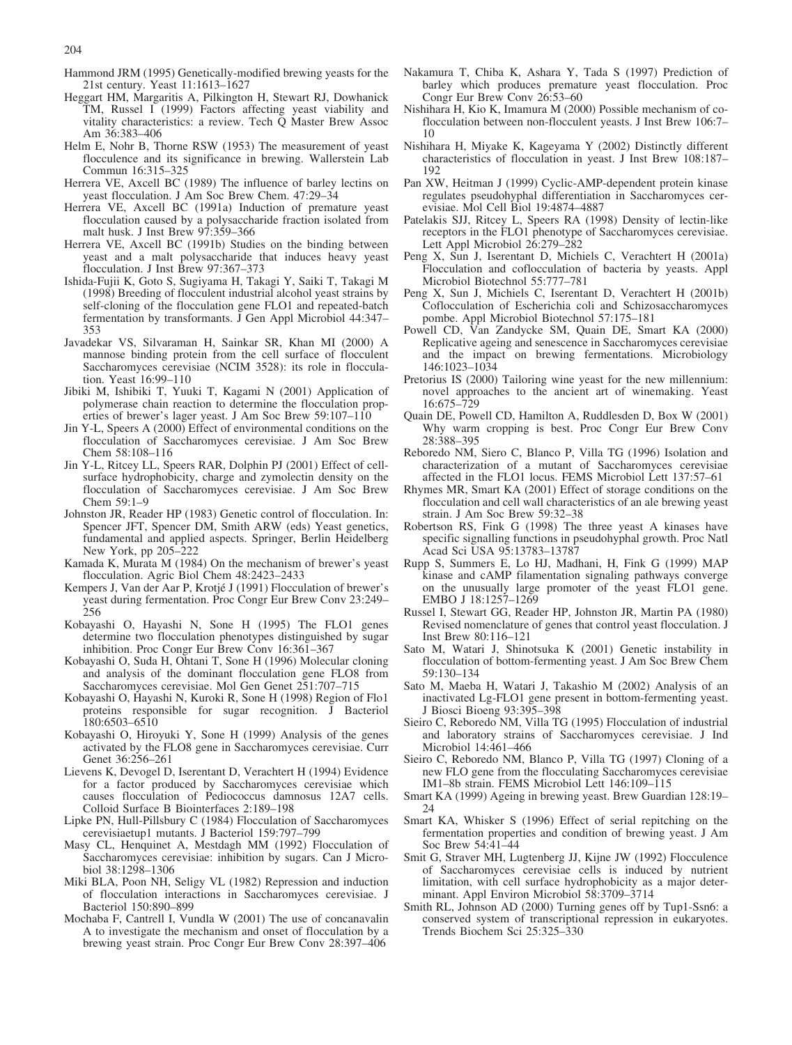Hammond JRM (1995) Genetically-modified brewing yeasts for the 21st century. Yeast 11:1613–1627

Heggart HM, Margaritis A, Pilkington H, Stewart RJ, Dowhanick TM, Russel I (1999) Factors affecting yeast viability and vitality characteristics: a review. Tech Q Master Brew Assoc Am 36:383–406

Helm E, Nohr B, Thorne RSW (1953) The measurement of yeast flocculence and its significance in brewing. Wallerstein Lab Commun 16:315–325

Herrera VE, Axcell BC (1989) The influence of barley lectins on yeast flocculation. J Am Soc Brew Chem. 47:29–34

Herrera VE, Axcell BC (1991a) Induction of premature yeast flocculation caused by a polysaccharide fraction isolated from malt husk. J Inst Brew 97:359–366

Herrera VE, Axcell BC (1991b) Studies on the binding between yeast and a malt polysaccharide that induces heavy yeast flocculation. J Inst Brew 97:367–373

Ishida-Fujii K, Goto S, Sugiyama H, Takagi Y, Saiki T, Takagi M (1998) Breeding of flocculent industrial alcohol yeast strains by self-cloning of the flocculation gene FLO1 and repeated-batch fermentation by transformants. J Gen Appl Microbiol 44:347–353

Javadekar VS, Silvaraman H, Sainkar SR, Khan MI (2000) A mannose binding protein from the cell surface of flocculent Saccharomyces cerevisiae (NCIM 3528): its role in flocculation. Yeast 16:99–110

Jibiki M, Ishibiki T, Yuuki T, Kagami N (2001) Application of polymerase chain reaction to determine the flocculation properties of brewer's lager yeast. J Am Soc Brew 59:107–110

Jin Y-L, Speers A (2000) Effect of environmental conditions on the flocculation of Saccharomyces cerevisiae. J Am Soc Brew Chem 58:108–116

Jin Y-L, Ritcey LL, Speers RAR, Dolphin PJ (2001) Effect of cell-surface hydrophobicity, charge and zymolectin density on the flocculation of Saccharomyces cerevisiae. J Am Soc Brew Chem 59:1–9

Johnston JR, Reader HP (1983) Genetic control of flocculation. In: Spencer JFT, Spencer DM, Smith ARW (eds) Yeast genetics, fundamental and applied aspects. Springer, Berlin Heidelberg New York, pp 205–222

Kamada K, Murata M (1984) On the mechanism of brewer's yeast flocculation. Agric Biol Chem 48:2423–2433

Kempers J, Van der Aar P, Krotjé J (1991) Flocculation of brewer's yeast during fermentation. Proc Congr Eur Brew Conv 23:249–256

Kobayashi O, Hayashi N, Sone H (1995) The FLO1 genes determine two flocculation phenotypes distinguished by sugar inhibition. Proc Congr Eur Brew Conv 16:361–367

Kobayashi O, Suda H, Ohtani T, Sone H (1996) Molecular cloning and analysis of the dominant flocculation gene FLO8 from Saccharomyces cerevisiae. Mol Gen Genet 251:707–715

Kobayashi O, Hayashi N, Kuroki R, Sone H (1998) Region of Flo1 proteins responsible for sugar recognition. J Bacteriol 180:6503–6510

Kobayashi O, Hiroyuki Y, Sone H (1999) Analysis of the genes activated by the FLO8 gene in Saccharomyces cerevisiae. Curr Genet 36:256–261

Lievens K, Devogel D, Iserentant D, Verachtert H (1994) Evidence for a factor produced by Saccharomyces cerevisiae which causes flocculation of Pediococcus damnosus 12A7 cells. Colloid Surface B Biointerfaces 2:189–198

Lipke PN, Hull-Pillsbury C (1984) Flocculation of Saccharomyces cerevisiaetup1 mutants. J Bacteriol 159:797–799

Masy CL, Henquinet A, Mestdagh MM (1992) Flocculation of Saccharomyces cerevisiae: inhibition by sugars. Can J Microbiol 38:1298–1306

Miki BLA, Poon NH, Seligy VL (1982) Repression and induction of flocculation interactions in Saccharomyces cerevisiae. J Bacteriol 150:890–899

Mochaba F, Cantrell I, Vundla W (2001) The use of concanavalin A to investigate the mechanism and onset of flocculation by a brewing yeast strain. Proc Congr Eur Brew Conv 28:397–406

Nakamura T, Chiba K, Ashara Y, Tada S (1997) Prediction of barley which produces premature yeast flocculation. Proc Congr Eur Brew Conv 26:53–60

Nishihara H, Kio K, Imamura M (2000) Possible mechanism of co-flocculation between non-flocculent yeasts. J Inst Brew 106:7–10

Nishihara H, Miyake K, Kageyama Y (2002) Distinctly different characteristics of flocculation in yeast. J Inst Brew 108:187–192

Pan XW, Heitman J (1999) Cyclic-AMP-dependent protein kinase regulates pseudohyphal differentiation in Saccharomyces cerevisiae. Mol Cell Biol 19:4874–4887

Patelakis SJJ, Ritcey L, Speers RA (1998) Density of lectin-like receptors in the FLO1 phenotype of Saccharomyces cerevisiae. Lett Appl Microbiol 26:279–282

Peng X, Sun J, Iserentant D, Michiels C, Verachtert H (2001a) Flocculation and coflocculation of bacteria by yeasts. Appl Microbiol Biotechnol 55:777–781

Peng X, Sun J, Michiels C, Iserentant D, Verachtert H (2001b) Coflocculation of Escherichia coli and Schizosaccharomyces pombe. Appl Microbiol Biotechnol 57:175–181

Powell CD, Van Zandycke SM, Quain DE, Smart KA (2000) Replicative ageing and senescence in Saccharomyces cerevisiae and the impact on brewing fermentations. Microbiology 146:1023–1034

Pretorius IS (2000) Tailoring wine yeast for the new millennium: novel approaches to the ancient art of winemaking. Yeast 16:675–729

Quain DE, Powell CD, Hamilton A, Ruddlesden D, Box W (2001) Why warm cropping is best. Proc Congr Eur Brew Conv 28:388–395

Reboredo NM, Siero C, Blanco P, Villa TG (1996) Isolation and characterization of a mutant of Saccharomyces cerevisiae affected in the FLO1 locus. FEMS Microbiol Lett 137:57–61

Rhymes MR, Smart KA (2001) Effect of storage conditions on the flocculation and cell wall characteristics of an ale brewing yeast strain. J Am Soc Brew 59:32–38

Robertson RS, Fink G (1998) The three yeast A kinases have specific signalling functions in pseudohyphal growth. Proc Natl Acad Sci USA 95:13783–13787

Rupp S, Summers E, Lo HJ, Madhani, H, Fink G (1999) MAP kinase and cAMP filamentation signaling pathways converge on the unusually large promoter of the yeast FLO1 gene. EMBO J 18:1257–1269

Russel I, Stewart GG, Reader HP, Johnston JR, Martin PA (1980) Revised nomenclature of genes that control yeast flocculation. J Inst Brew 80:116–121

Sato M, Watari J, Shinotsuka K (2001) Genetic instability in flocculation of bottom-fermenting yeast. J Am Soc Brew Chem 59:130–134

Sato M, Maeba H, Watari J, Takashio M (2002) Analysis of an inactivated Lg-FLO1 gene present in bottom-fermenting yeast. J Biosci Bioeng 93:395–398

Sieiro C, Reboredo NM, Villa TG (1995) Flocculation of industrial and laboratory strains of Saccharomyces cerevisiae. J Ind Microbiol 14:461–466

Sieiro C, Reboredo NM, Blanco P, Villa TG (1997) Cloning of a new FLO gene from the flocculating Saccharomyces cerevisiae IM1–8b strain. FEMS Microbiol Lett 146:109–115

Smart KA (1999) Ageing in brewing yeast. Brew Guardian 128:19–24

Smart KA, Whisker S (1996) Effect of serial repitching on the fermentation properties and condition of brewing yeast. J Am Soc Brew 54:41–44

Smit G, Straver MH, Lugtenberg JJ, Kijne JW (1992) Flocculence of Saccharomyces cerevisiae cells is induced by nutrient limitation, with cell surface hydrophobicity as a major determinant. Appl Environ Microbiol 58:3709–3714

Smith RL, Johnson AD (2000) Turning genes off by Tup1-Ssn6: a conserved system of transcriptional repression in eukaryotes. Trends Biochem Sci 25:325–330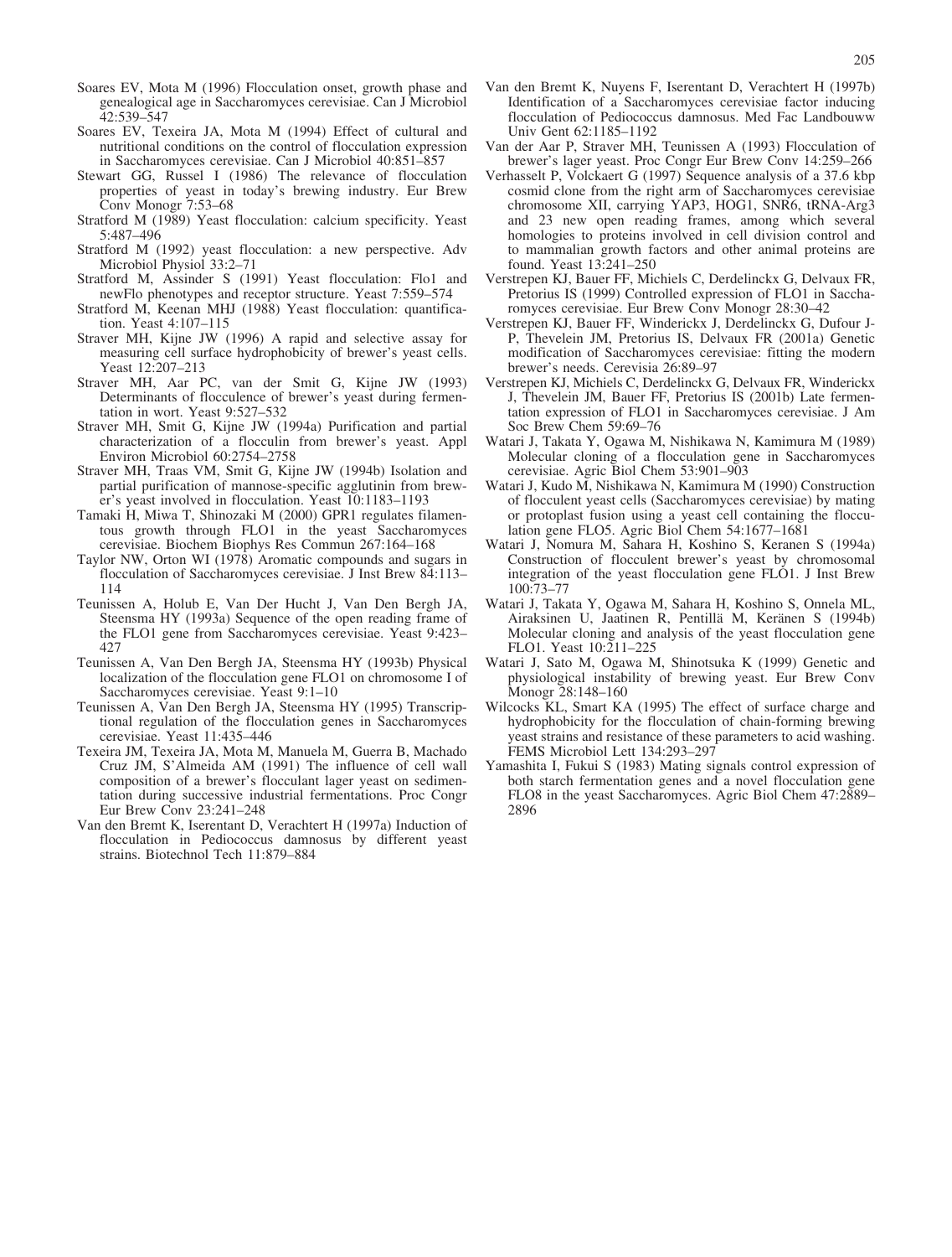Soares EV, Mota M (1996) Flocculation onset, growth phase and genealogical age in Saccharomyces cerevisiae. Can J Microbiol 42:539–547

Soares EV, Texeira JA, Mota M (1994) Effect of cultural and nutritional conditions on the control of flocculation expression in Saccharomyces cerevisiae. Can J Microbiol 40:851–857

Stewart GG, Russel I (1986) The relevance of flocculation properties of yeast in today's brewing industry. Eur Brew Conv Monogr 7:53–68

Stratford M (1989) Yeast flocculation: calcium specificity. Yeast 5:487–496

Stratford M (1992) yeast flocculation: a new perspective. Adv Microbiol Physiol 33:2–71

Stratford M, Assinder S (1991) Yeast flocculation: Flo1 and newFlo phenotypes and receptor structure. Yeast 7:559–574

Stratford M, Keenan MHJ (1988) Yeast flocculation: quantification. Yeast 4:107–115

Straver MH, Kijne JW (1996) A rapid and selective assay for measuring cell surface hydrophobicity of brewer's yeast cells. Yeast 12:207–213

Straver MH, Aar PC, van der Smit G, Kijne JW (1993) Determinants of flocculence of brewer's yeast during fermentation in wort. Yeast 9:527–532

Straver MH, Smit G, Kijne JW (1994a) Purification and partial characterization of a flocculin from brewer's yeast. Appl Environ Microbiol 60:2754–2758

Straver MH, Traas VM, Smit G, Kijne JW (1994b) Isolation and partial purification of mannose-specific agglutinin from brewer's yeast involved in flocculation. Yeast 10:1183–1193

Tamaki H, Miwa T, Shinozaki M (2000) GPR1 regulates filamentous growth through FLO1 in the yeast Saccharomyces cerevisiae. Biochem Biophys Res Commun 267:164–168

Taylor NW, Orton WI (1978) Aromatic compounds and sugars in flocculation of Saccharomyces cerevisiae. J Inst Brew 84:113–114

Teunissen A, Holub E, Van Der Hucht J, Van Den Bergh JA, Steensma HY (1993a) Sequence of the open reading frame of the FLO1 gene from Saccharomyces cerevisiae. Yeast 9:423–427

Teunissen A, Van Den Bergh JA, Steensma HY (1993b) Physical localization of the flocculation gene FLO1 on chromosome I of Saccharomyces cerevisiae. Yeast 9:1–10

Teunissen A, Van Den Bergh JA, Steensma HY (1995) Transcriptional regulation of the flocculation genes in Saccharomyces cerevisiae. Yeast 11:435–446

Texeira JM, Texeira JA, Mota M, Manuela M, Guerra B, Machado Cruz JM, S'Almeida AM (1991) The influence of cell wall composition of a brewer's flocculant lager yeast on sedimentation during successive industrial fermentations. Proc Congr Eur Brew Conv 23:241–248

Van den Bremt K, Iserentant D, Verachtert H (1997a) Induction of flocculation in Pediococcus damnosus by different yeast strains. Biotechnol Tech 11:879–884

Van den Bremt K, Nuyens F, Iserentant D, Verachtert H (1997b) Identification of a Saccharomyces cerevisiae factor inducing flocculation of Pediococcus damnosus. Med Fac Landbouww Univ Gent 62:1185–1192

Van der Aar P, Straver MH, Teunissen A (1993) Flocculation of brewer's lager yeast. Proc Congr Eur Brew Conv 14:259–266

Verhasselt P, Volckaert G (1997) Sequence analysis of a 37.6 kbp cosmid clone from the right arm of Saccharomyces cerevisiae chromosome XII, carrying YAP3, HOG1, SNR6, tRNA-Arg3 and 23 new open reading frames, among which several homologies to proteins involved in cell division control and to mammalian growth factors and other animal proteins are found. Yeast 13:241–250

Verstrepen KJ, Bauer FF, Michiels C, Derdelinckx G, Delvaux FR, Pretorius IS (1999) Controlled expression of FLO1 in Saccharomyces cerevisiae. Eur Brew Conv Monogr 28:30–42

Verstrepen KJ, Bauer FF, Winderickx J, Derdelinckx G, Dufour J-P, Thevelein JM, Pretorius IS, Delvaux FR (2001a) Genetic modification of Saccharomyces cerevisiae: fitting the modern brewer's needs. Cerevisia 26:89–97

Verstrepen KJ, Michiels C, Derdelinckx G, Delvaux FR, Winderickx J, Thevelein JM, Bauer FF, Pretorius IS (2001b) Late fermentation expression of FLO1 in Saccharomyces cerevisiae. J Am Soc Brew Chem 59:69–76

Watari J, Takata Y, Ogawa M, Nishikawa N, Kamimura M (1989) Molecular cloning of a flocculation gene in Saccharomyces cerevisiae. Agric Biol Chem 53:901–903

Watari J, Kudo M, Nishikawa N, Kamimura M (1990) Construction of flocculent yeast cells (Saccharomyces cerevisiae) by mating or protoplast fusion using a yeast cell containing the flocculation gene FLO5. Agric Biol Chem 54:1677–1681

Watari J, Nomura M, Sahara H, Koshino S, Keranen S (1994a) Construction of flocculent brewer's yeast by chromosomal integration of the yeast flocculation gene FLO1. J Inst Brew 100:73–77

Watari J, Takata Y, Ogawa M, Sahara H, Koshino S, Onnela ML, Airaksinen U, Jaatinen R, Pentillä M, Keränen S (1994b) Molecular cloning and analysis of the yeast flocculation gene FLO1. Yeast 10:211–225

Watari J, Sato M, Ogawa M, Shinotsuka K (1999) Genetic and physiological instability of brewing yeast. Eur Brew Conv Monogr 28:148–160

Wilcocks KL, Smart KA (1995) The effect of surface charge and hydrophobicity for the flocculation of chain-forming brewing yeast strains and resistance of these parameters to acid washing. FEMS Microbiol Lett 134:293–297

Yamashita I, Fukui S (1983) Mating signals control expression of both starch fermentation genes and a novel flocculation gene FLO8 in the yeast Saccharomyces. Agric Biol Chem 47:2889–2896